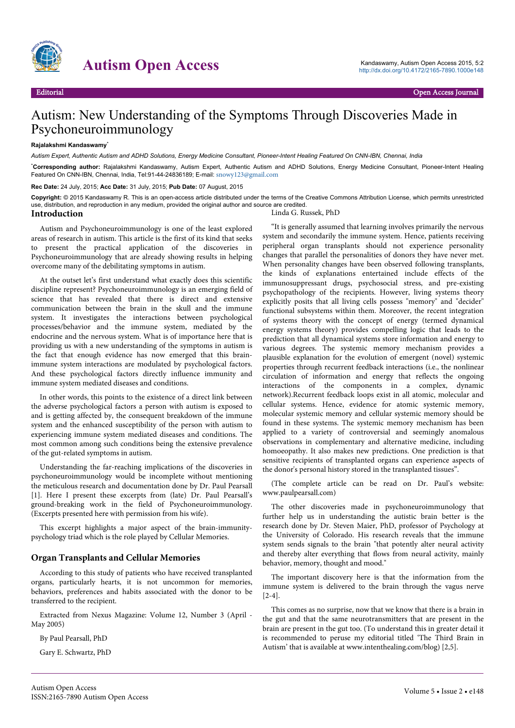# Autism: New Understanding of the Symptoms Through Discoveries Made in Psychoneuroimmunology

**Rajalakshmi Kandaswamy***

*Autism Expert, Authentic Autism and ADHD Solutions, Energy Medicine Consultant, Pioneer-Intent Healing Featured On CNN-IBN, Chennai, India*

***Corresponding author:** Rajalakshmi Kandaswamy, Autism Expert, Authentic Autism and ADHD Solutions, Energy Medicine Consultant, Pioneer-Intent Healing Featured On CNN-IBN, Chennai, India, Tel:91-44-24836189; E-mail: snowy123@gmail.com

**Rec Date:** 24 July, 2015; **Acc Date:** 31 July, 2015; **Pub Date:** 07 August, 2015

**Copyright:** © 2015 Kandaswamy R. This is an open-access article distributed under the terms of the Creative Commons Attribution License, which permits unrestricted use, distribution, and reproduction in any medium, provided the original author and source are credited.

## Introduction

Autism and Psychoneuroimmunology is one of the least explored areas of research in autism. This article is the first of its kind that seeks to present the practical application of the discoveries in Psychoneuroimmunology that are already showing results in helping overcome many of the debilitating symptoms in autism.

At the outset let's first understand what exactly does this scientific discipline represent? Psychoneuroimmunology is an emerging field of science that has revealed that there is direct and extensive communication between the brain in the skull and the immune system. It investigates the interactions between psychological processes/behavior and the immune system, mediated by the endocrine and the nervous system. What is of importance here that is providing us with a new understanding of the symptoms in autism is the fact that enough evidence has now emerged that this brain-immune system interactions are modulated by psychological factors. And these psychological factors directly influence immunity and immune system mediated diseases and conditions.

In other words, this points to the existence of a direct link between the adverse psychological factors a person with autism is exposed to and is getting affected by, the consequent breakdown of the immune system and the enhanced susceptibility of the person with autism to experiencing immune system mediated diseases and conditions. The most common among such conditions being the extensive prevalence of the gut-related symptoms in autism.

Understanding the far-reaching implications of the discoveries in psychoneuroimmunology would be incomplete without mentioning the meticulous research and documentation done by Dr. Paul Pearsall [1]. Here I present these excerpts from (late) Dr. Paul Pearsall's ground-breaking work in the field of Psychoneuroimmunology. (Excerpts presented here with permission from his wife).

This excerpt highlights a major aspect of the brain-immunity-psychology triad which is the role played by Cellular Memories.

## Organ Transplants and Cellular Memories

According to this study of patients who have received transplanted organs, particularly hearts, it is not uncommon for memories, behaviors, preferences and habits associated with the donor to be transferred to the recipient.

Extracted from Nexus Magazine: Volume 12, Number 3 (April - May 2005)

By Paul Pearsall, PhD

Gary E. Schwartz, PhD

Linda G. Russek, PhD

"It is generally assumed that learning involves primarily the nervous system and secondarily the immune system. Hence, patients receiving peripheral organ transplants should not experience personality changes that parallel the personalities of donors they have never met. When personality changes have been observed following transplants, the kinds of explanations entertained include effects of the immunosuppressant drugs, psychosocial stress, and pre-existing psychopathology of the recipients. However, living systems theory explicitly posits that all living cells possess "memory" and "decider" functional subsystems within them. Moreover, the recent integration of systems theory with the concept of energy (termed dynamical energy systems theory) provides compelling logic that leads to the prediction that all dynamical systems store information and energy to various degrees. The systemic memory mechanism provides a plausible explanation for the evolution of emergent (novel) systemic properties through recurrent feedback interactions (i.e., the nonlinear circulation of information and energy that reflects the ongoing interactions of the components in a complex, dynamic network).Recurrent feedback loops exist in all atomic, molecular and cellular systems. Hence, evidence for atomic systemic memory, molecular systemic memory and cellular systemic memory should be found in these systems. The systemic memory mechanism has been applied to a variety of controversial and seemingly anomalous observations in complementary and alternative medicine, including homoeopathy. It also makes new predictions. One prediction is that sensitive recipients of transplanted organs can experience aspects of the donor's personal history stored in the transplanted tissues".

(The complete article can be read on Dr. Paul's website: www.paulpearsall.com)

The other discoveries made in psychoneuroimmunology that further help us in understanding the autistic brain better is the research done by Dr. Steven Maier, PhD, professor of Psychology at the University of Colorado. His research reveals that the immune system sends signals to the brain "that potently alter neural activity and thereby alter everything that flows from neural activity, mainly behavior, memory, thought and mood."

The important discovery here is that the information from the immune system is delivered to the brain through the vagus nerve [2-4].

This comes as no surprise, now that we know that there is a brain in the gut and that the same neurotransmitters that are present in the brain are present in the gut too. (To understand this in greater detail it is recommended to peruse my editorial titled 'The Third Brain in Autism' that is available at www.intenthealing.com/blog) [2,5].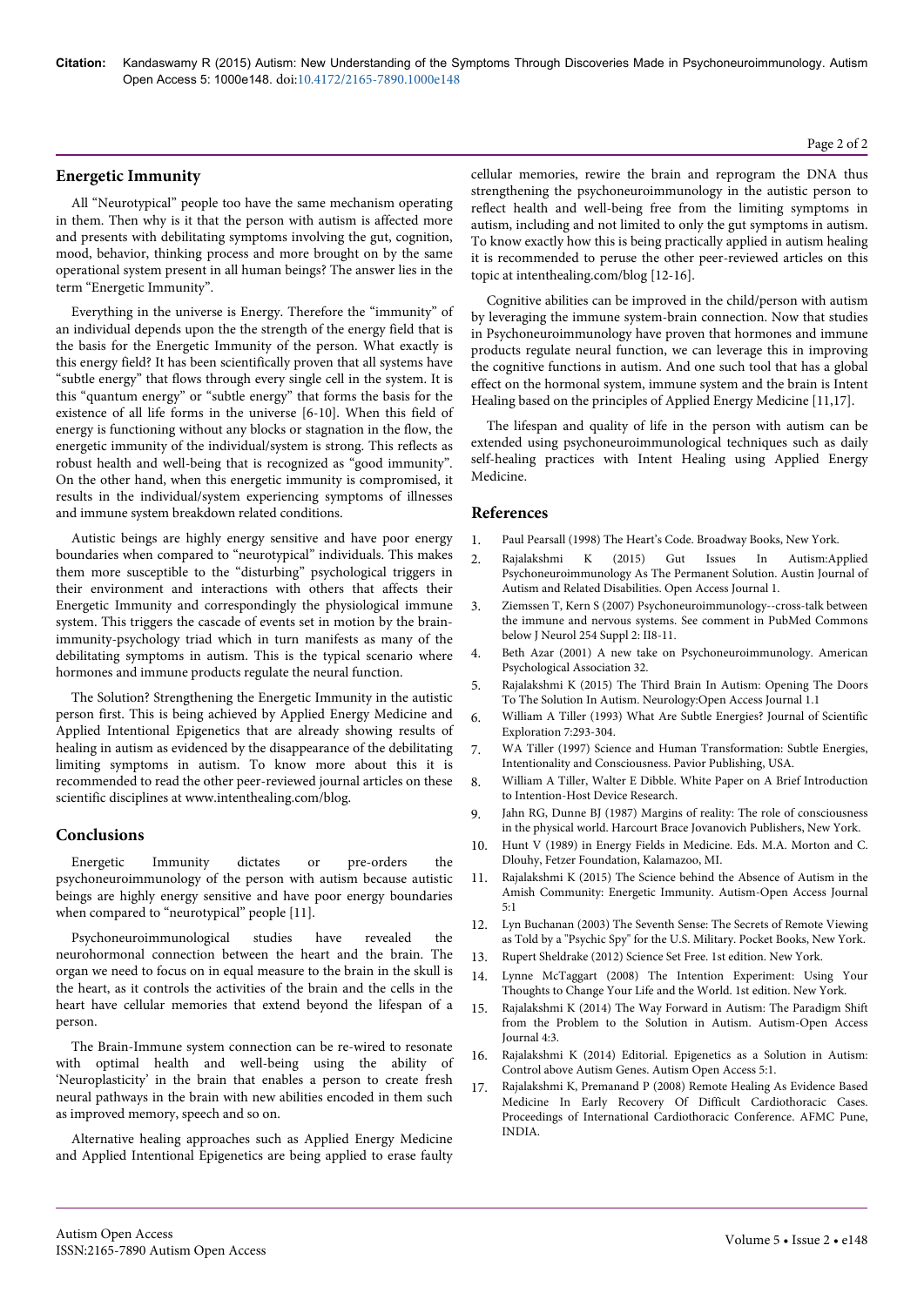## Energetic Immunity

All "Neurotypical" people too have the same mechanism operating in them. Then why is it that the person with autism is affected more and presents with debilitating symptoms involving the gut, cognition, mood, behavior, thinking process and more brought on by the same operational system present in all human beings? The answer lies in the term "Energetic Immunity".

Everything in the universe is Energy. Therefore the "immunity" of an individual depends upon the the strength of the energy field that is the basis for the Energetic Immunity of the person. What exactly is this energy field? It has been scientifically proven that all systems have "subtle energy" that flows through every single cell in the system. It is this "quantum energy" or "subtle energy" that forms the basis for the existence of all life forms in the universe [6-10]. When this field of energy is functioning without any blocks or stagnation in the flow, the energetic immunity of the individual/system is strong. This reflects as robust health and well-being that is recognized as "good immunity". On the other hand, when this energetic immunity is compromised, it results in the individual/system experiencing symptoms of illnesses and immune system breakdown related conditions.

Autistic beings are highly energy sensitive and have poor energy boundaries when compared to "neurotypical" individuals. This makes them more susceptible to the "disturbing" psychological triggers in their environment and interactions with others that affects their Energetic Immunity and correspondingly the physiological immune system. This triggers the cascade of events set in motion by the brain-immunity-psychology triad which in turn manifests as many of the debilitating symptoms in autism. This is the typical scenario where hormones and immune products regulate the neural function.

The Solution? Strengthening the Energetic Immunity in the autistic person first. This is being achieved by Applied Energy Medicine and Applied Intentional Epigenetics that are already showing results of healing in autism as evidenced by the disappearance of the debilitating limiting symptoms in autism. To know more about this it is recommended to read the other peer-reviewed journal articles on these scientific disciplines at www.intenthealing.com/blog.

## Conclusions

Energetic Immunity dictates or pre-orders the psychoneuroimmunology of the person with autism because autistic beings are highly energy sensitive and have poor energy boundaries when compared to "neurotypical" people [11].

Psychoneuroimmunological studies have revealed the neurohormonal connection between the heart and the brain. The organ we need to focus on in equal measure to the brain in the skull is the heart, as it controls the activities of the brain and the cells in the heart have cellular memories that extend beyond the lifespan of a person.

The Brain-Immune system connection can be re-wired to resonate with optimal health and well-being using the ability of 'Neuroplasticity' in the brain that enables a person to create fresh neural pathways in the brain with new abilities encoded in them such as improved memory, speech and so on.

Alternative healing approaches such as Applied Energy Medicine and Applied Intentional Epigenetics are being applied to erase faulty cellular memories, rewire the brain and reprogram the DNA thus strengthening the psychoneuroimmunology in the autistic person to reflect health and well-being free from the limiting symptoms in autism, including and not limited to only the gut symptoms in autism. To know exactly how this is being practically applied in autism healing it is recommended to peruse the other peer-reviewed articles on this topic at intenthealing.com/blog [12-16].

Cognitive abilities can be improved in the child/person with autism by leveraging the immune system-brain connection. Now that studies in Psychoneuroimmunology have proven that hormones and immune products regulate neural function, we can leverage this in improving the cognitive functions in autism. And one such tool that has a global effect on the hormonal system, immune system and the brain is Intent Healing based on the principles of Applied Energy Medicine [11,17].

The lifespan and quality of life in the person with autism can be extended using psychoneuroimmunological techniques such as daily self-healing practices with Intent Healing using Applied Energy Medicine.

## References

1. Paul Pearsall (1998) The Heart's Code. Broadway Books, New York.
2. Rajalakshmi K (2015) Gut Issues In Autism:Applied Psychoneuroimmunology As The Permanent Solution. Austin Journal of Autism and Related Disabilities. Open Access Journal 1.
3. Ziemssen T, Kern S (2007) Psychoneuroimmunology--cross-talk between the immune and nervous systems. See comment in PubMed Commons below J Neurol 254 Suppl 2: II8-11.
4. Beth Azar (2001) A new take on Psychoneuroimmunology. American Psychological Association 32.
5. Rajalakshmi K (2015) The Third Brain In Autism: Opening The Doors To The Solution In Autism. Neurology:Open Access Journal 1.1
6. William A Tiller (1993) What Are Subtle Energies? Journal of Scientific Exploration 7:293-304.
7. WA Tiller (1997) Science and Human Transformation: Subtle Energies, Intentionality and Consciousness. Pavior Publishing, USA.
8. William A Tiller, Walter E Dibble. White Paper on A Brief Introduction to Intention-Host Device Research.
9. Jahn RG, Dunne BJ (1987) Margins of reality: The role of consciousness in the physical world. Harcourt Brace Jovanovich Publishers, New York.
10. Hunt V (1989) in Energy Fields in Medicine. Eds. M.A. Morton and C. Dlouhy, Fetzer Foundation, Kalamazoo, MI.
11. Rajalakshmi K (2015) The Science behind the Absence of Autism in the Amish Community: Energetic Immunity. Autism-Open Access Journal 5:1
12. Lyn Buchanan (2003) The Seventh Sense: The Secrets of Remote Viewing as Told by a "Psychic Spy" for the U.S. Military. Pocket Books, New York.
13. Rupert Sheldrake (2012) Science Set Free. 1st edition. New York.
14. Lynne McTaggart (2008) The Intention Experiment: Using Your Thoughts to Change Your Life and the World. 1st edition. New York.
15. Rajalakshmi K (2014) The Way Forward in Autism: The Paradigm Shift from the Problem to the Solution in Autism. Autism-Open Access Journal 4:3.
16. Rajalakshmi K (2014) Editorial. Epigenetics as a Solution in Autism: Control above Autism Genes. Autism Open Access 5:1.
17. Rajalakshmi K, Premanand P (2008) Remote Healing As Evidence Based Medicine In Early Recovery Of Difficult Cardiothoracic Cases. Proceedings of International Cardiothoracic Conference. AFMC Pune, INDIA.